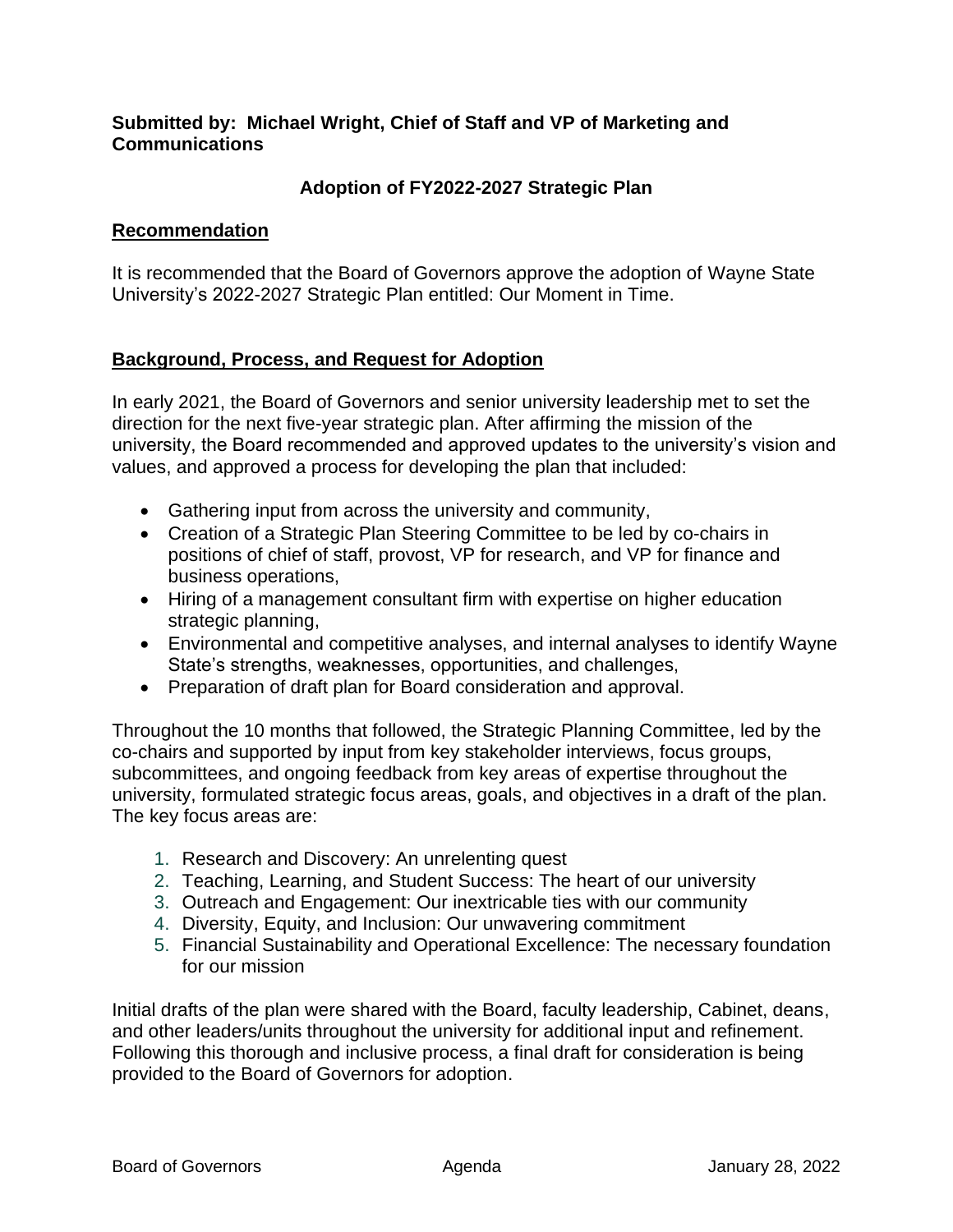**Submitted by: Michael Wright, Chief of Staff and VP of Marketing and Communications**

## Adoption of FY2022-2027 Strategic Plan

### Recommendation

It is recommended that the Board of Governors approve the adoption of Wayne State University's 2022-2027 Strategic Plan entitled: Our Moment in Time.

### Background, Process, and Request for Adoption

In early 2021, the Board of Governors and senior university leadership met to set the direction for the next five-year strategic plan. After affirming the mission of the university, the Board recommended and approved updates to the university's vision and values, and approved a process for developing the plan that included:

- Gathering input from across the university and community,
- Creation of a Strategic Plan Steering Committee to be led by co-chairs in positions of chief of staff, provost, VP for research, and VP for finance and business operations,
- Hiring of a management consultant firm with expertise on higher education strategic planning,
- Environmental and competitive analyses, and internal analyses to identify Wayne State's strengths, weaknesses, opportunities, and challenges,
- Preparation of draft plan for Board consideration and approval.

Throughout the 10 months that followed, the Strategic Planning Committee, led by the co-chairs and supported by input from key stakeholder interviews, focus groups, subcommittees, and ongoing feedback from key areas of expertise throughout the university, formulated strategic focus areas, goals, and objectives in a draft of the plan. The key focus areas are:

1. Research and Discovery: An unrelenting quest
2. Teaching, Learning, and Student Success: The heart of our university
3. Outreach and Engagement: Our inextricable ties with our community
4. Diversity, Equity, and Inclusion: Our unwavering commitment
5. Financial Sustainability and Operational Excellence: The necessary foundation for our mission

Initial drafts of the plan were shared with the Board, faculty leadership, Cabinet, deans, and other leaders/units throughout the university for additional input and refinement. Following this thorough and inclusive process, a final draft for consideration is being provided to the Board of Governors for adoption.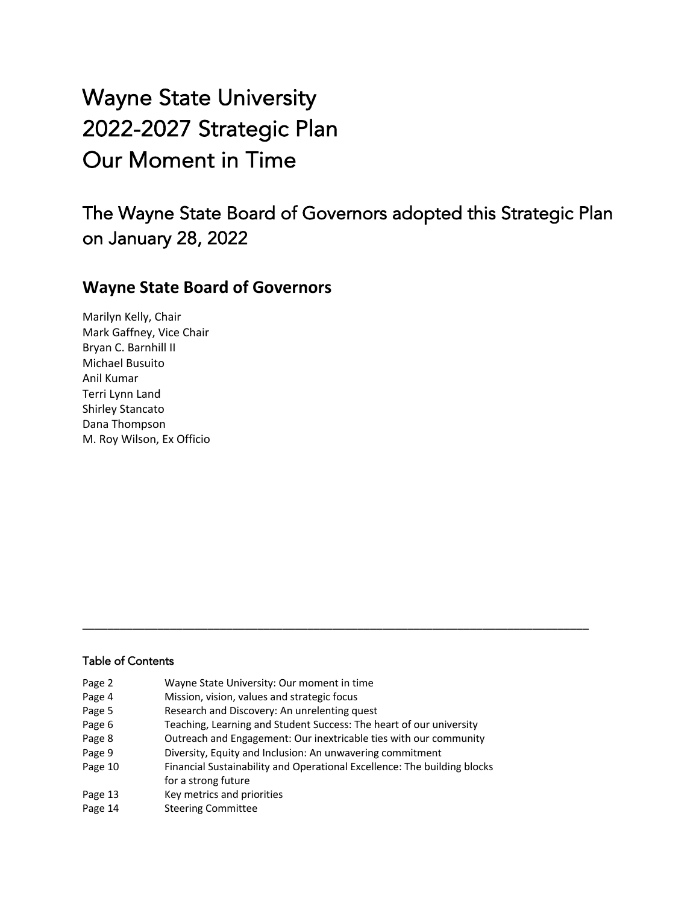# Wayne State University
# 2022-2027 Strategic Plan
# Our Moment in Time

## The Wayne State Board of Governors adopted this Strategic Plan on January 28, 2022

### Wayne State Board of Governors

Marilyn Kelly, Chair
Mark Gaffney, Vice Chair
Bryan C. Barnhill II
Michael Busuito
Anil Kumar
Terri Lynn Land
Shirley Stancato
Dana Thompson
M. Roy Wilson, Ex Officio

---

#### Table of Contents

| | |
|---|---|
| Page 2 | Wayne State University: Our moment in time |
| Page 4 | Mission, vision, values and strategic focus |
| Page 5 | Research and Discovery: An unrelenting quest |
| Page 6 | Teaching, Learning and Student Success: The heart of our university |
| Page 8 | Outreach and Engagement: Our inextricable ties with our community |
| Page 9 | Diversity, Equity and Inclusion: An unwavering commitment |
| Page 10 | Financial Sustainability and Operational Excellence: The building blocks for a strong future |
| Page 13 | Key metrics and priorities |
| Page 14 | Steering Committee |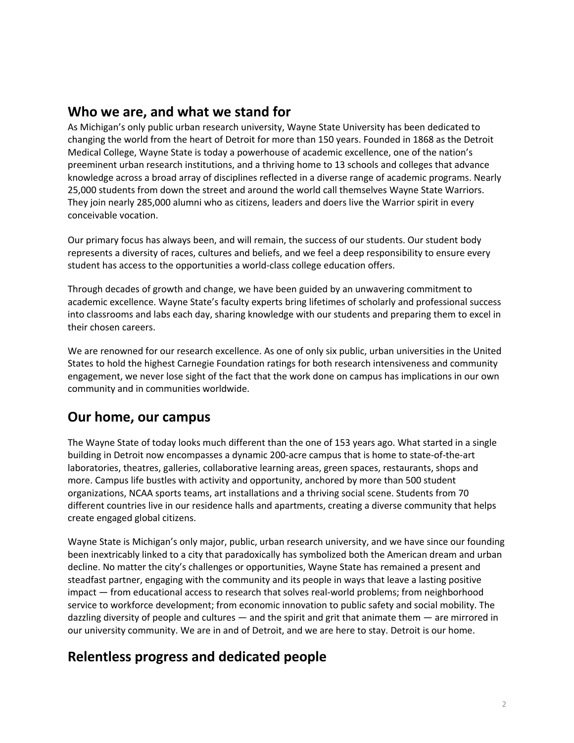## Who we are, and what we stand for

As Michigan's only public urban research university, Wayne State University has been dedicated to changing the world from the heart of Detroit for more than 150 years. Founded in 1868 as the Detroit Medical College, Wayne State is today a powerhouse of academic excellence, one of the nation's preeminent urban research institutions, and a thriving home to 13 schools and colleges that advance knowledge across a broad array of disciplines reflected in a diverse range of academic programs. Nearly 25,000 students from down the street and around the world call themselves Wayne State Warriors. They join nearly 285,000 alumni who as citizens, leaders and doers live the Warrior spirit in every conceivable vocation.

Our primary focus has always been, and will remain, the success of our students. Our student body represents a diversity of races, cultures and beliefs, and we feel a deep responsibility to ensure every student has access to the opportunities a world-class college education offers.

Through decades of growth and change, we have been guided by an unwavering commitment to academic excellence. Wayne State's faculty experts bring lifetimes of scholarly and professional success into classrooms and labs each day, sharing knowledge with our students and preparing them to excel in their chosen careers.

We are renowned for our research excellence. As one of only six public, urban universities in the United States to hold the highest Carnegie Foundation ratings for both research intensiveness and community engagement, we never lose sight of the fact that the work done on campus has implications in our own community and in communities worldwide.

## Our home, our campus

The Wayne State of today looks much different than the one of 153 years ago. What started in a single building in Detroit now encompasses a dynamic 200-acre campus that is home to state-of-the-art laboratories, theatres, galleries, collaborative learning areas, green spaces, restaurants, shops and more. Campus life bustles with activity and opportunity, anchored by more than 500 student organizations, NCAA sports teams, art installations and a thriving social scene. Students from 70 different countries live in our residence halls and apartments, creating a diverse community that helps create engaged global citizens.

Wayne State is Michigan's only major, public, urban research university, and we have since our founding been inextricably linked to a city that paradoxically has symbolized both the American dream and urban decline. No matter the city's challenges or opportunities, Wayne State has remained a present and steadfast partner, engaging with the community and its people in ways that leave a lasting positive impact — from educational access to research that solves real-world problems; from neighborhood service to workforce development; from economic innovation to public safety and social mobility. The dazzling diversity of people and cultures — and the spirit and grit that animate them — are mirrored in our university community. We are in and of Detroit, and we are here to stay. Detroit is our home.

## Relentless progress and dedicated people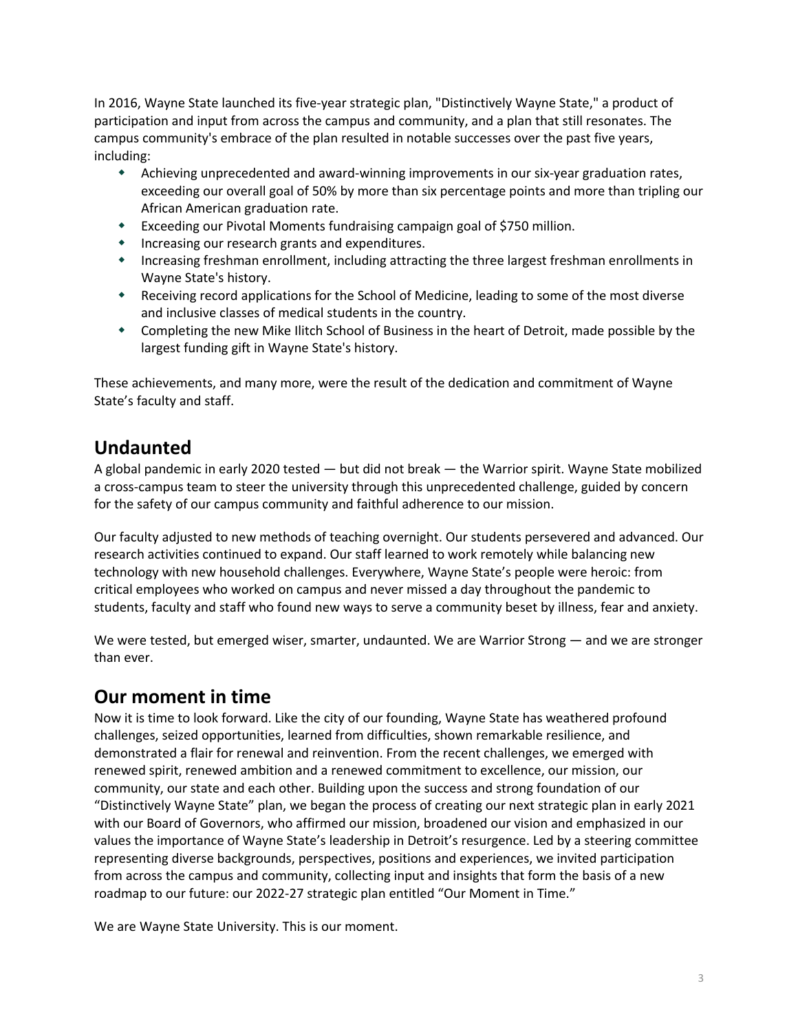In 2016, Wayne State launched its five-year strategic plan, "Distinctively Wayne State," a product of participation and input from across the campus and community, and a plan that still resonates. The campus community's embrace of the plan resulted in notable successes over the past five years, including:

- Achieving unprecedented and award-winning improvements in our six-year graduation rates, exceeding our overall goal of 50% by more than six percentage points and more than tripling our African American graduation rate.
- Exceeding our Pivotal Moments fundraising campaign goal of $750 million.
- Increasing our research grants and expenditures.
- Increasing freshman enrollment, including attracting the three largest freshman enrollments in Wayne State's history.
- Receiving record applications for the School of Medicine, leading to some of the most diverse and inclusive classes of medical students in the country.
- Completing the new Mike Ilitch School of Business in the heart of Detroit, made possible by the largest funding gift in Wayne State's history.

These achievements, and many more, were the result of the dedication and commitment of Wayne State's faculty and staff.

## Undaunted

A global pandemic in early 2020 tested — but did not break — the Warrior spirit. Wayne State mobilized a cross-campus team to steer the university through this unprecedented challenge, guided by concern for the safety of our campus community and faithful adherence to our mission.

Our faculty adjusted to new methods of teaching overnight. Our students persevered and advanced. Our research activities continued to expand. Our staff learned to work remotely while balancing new technology with new household challenges. Everywhere, Wayne State's people were heroic: from critical employees who worked on campus and never missed a day throughout the pandemic to students, faculty and staff who found new ways to serve a community beset by illness, fear and anxiety.

We were tested, but emerged wiser, smarter, undaunted. We are Warrior Strong — and we are stronger than ever.

## Our moment in time

Now it is time to look forward. Like the city of our founding, Wayne State has weathered profound challenges, seized opportunities, learned from difficulties, shown remarkable resilience, and demonstrated a flair for renewal and reinvention. From the recent challenges, we emerged with renewed spirit, renewed ambition and a renewed commitment to excellence, our mission, our community, our state and each other. Building upon the success and strong foundation of our "Distinctively Wayne State" plan, we began the process of creating our next strategic plan in early 2021 with our Board of Governors, who affirmed our mission, broadened our vision and emphasized in our values the importance of Wayne State's leadership in Detroit's resurgence. Led by a steering committee representing diverse backgrounds, perspectives, positions and experiences, we invited participation from across the campus and community, collecting input and insights that form the basis of a new roadmap to our future: our 2022-27 strategic plan entitled "Our Moment in Time."

We are Wayne State University. This is our moment.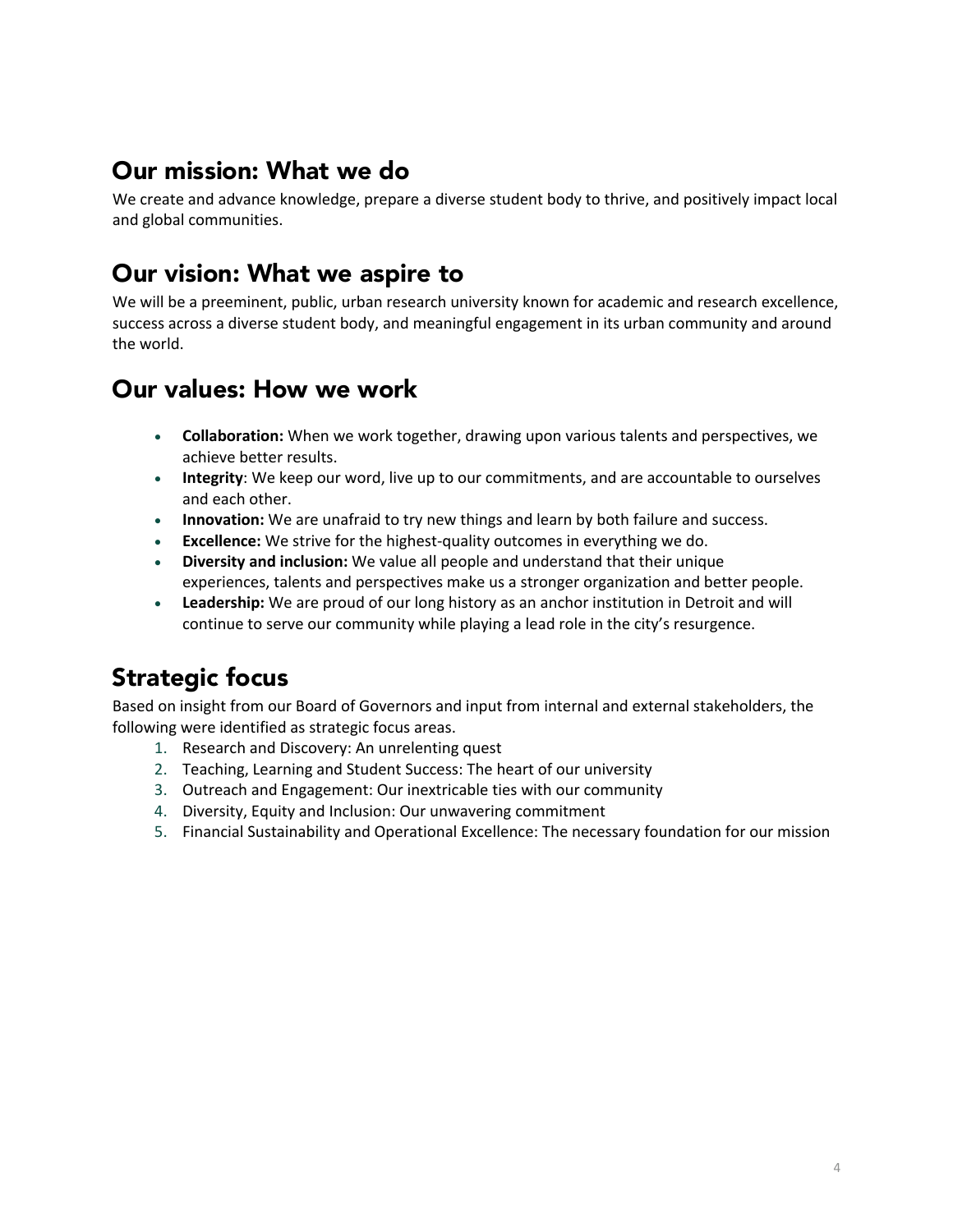## Our mission: What we do

We create and advance knowledge, prepare a diverse student body to thrive, and positively impact local and global communities.

## Our vision: What we aspire to

We will be a preeminent, public, urban research university known for academic and research excellence, success across a diverse student body, and meaningful engagement in its urban community and around the world.

## Our values: How we work

- **Collaboration:** When we work together, drawing upon various talents and perspectives, we achieve better results.
- **Integrity**: We keep our word, live up to our commitments, and are accountable to ourselves and each other.
- **Innovation:** We are unafraid to try new things and learn by both failure and success.
- **Excellence:** We strive for the highest-quality outcomes in everything we do.
- **Diversity and inclusion:** We value all people and understand that their unique experiences, talents and perspectives make us a stronger organization and better people.
- **Leadership:** We are proud of our long history as an anchor institution in Detroit and will continue to serve our community while playing a lead role in the city's resurgence.

## Strategic focus

Based on insight from our Board of Governors and input from internal and external stakeholders, the following were identified as strategic focus areas.

1. Research and Discovery: An unrelenting quest
2. Teaching, Learning and Student Success: The heart of our university
3. Outreach and Engagement: Our inextricable ties with our community
4. Diversity, Equity and Inclusion: Our unwavering commitment
5. Financial Sustainability and Operational Excellence: The necessary foundation for our mission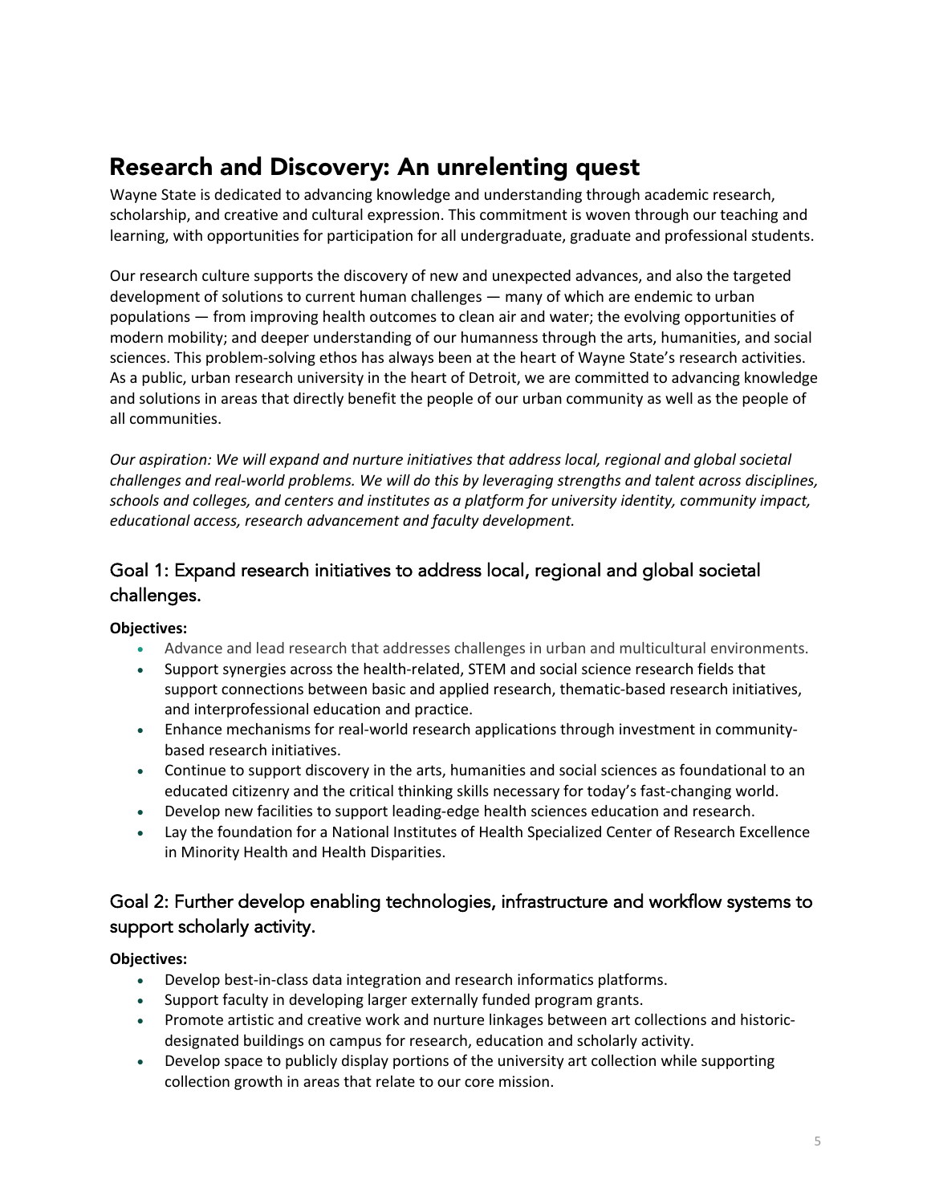## Research and Discovery: An unrelenting quest

Wayne State is dedicated to advancing knowledge and understanding through academic research, scholarship, and creative and cultural expression. This commitment is woven through our teaching and learning, with opportunities for participation for all undergraduate, graduate and professional students.

Our research culture supports the discovery of new and unexpected advances, and also the targeted development of solutions to current human challenges — many of which are endemic to urban populations — from improving health outcomes to clean air and water; the evolving opportunities of modern mobility; and deeper understanding of our humanness through the arts, humanities, and social sciences. This problem-solving ethos has always been at the heart of Wayne State's research activities. As a public, urban research university in the heart of Detroit, we are committed to advancing knowledge and solutions in areas that directly benefit the people of our urban community as well as the people of all communities.

*Our aspiration: We will expand and nurture initiatives that address local, regional and global societal challenges and real-world problems. We will do this by leveraging strengths and talent across disciplines, schools and colleges, and centers and institutes as a platform for university identity, community impact, educational access, research advancement and faculty development.*

### Goal 1: Expand research initiatives to address local, regional and global societal challenges.

**Objectives:**

- Advance and lead research that addresses challenges in urban and multicultural environments.
- Support synergies across the health-related, STEM and social science research fields that support connections between basic and applied research, thematic-based research initiatives, and interprofessional education and practice.
- Enhance mechanisms for real-world research applications through investment in community-based research initiatives.
- Continue to support discovery in the arts, humanities and social sciences as foundational to an educated citizenry and the critical thinking skills necessary for today's fast-changing world.
- Develop new facilities to support leading-edge health sciences education and research.
- Lay the foundation for a National Institutes of Health Specialized Center of Research Excellence in Minority Health and Health Disparities.

### Goal 2: Further develop enabling technologies, infrastructure and workflow systems to support scholarly activity.

**Objectives:**

- Develop best-in-class data integration and research informatics platforms.
- Support faculty in developing larger externally funded program grants.
- Promote artistic and creative work and nurture linkages between art collections and historic-designated buildings on campus for research, education and scholarly activity.
- Develop space to publicly display portions of the university art collection while supporting collection growth in areas that relate to our core mission.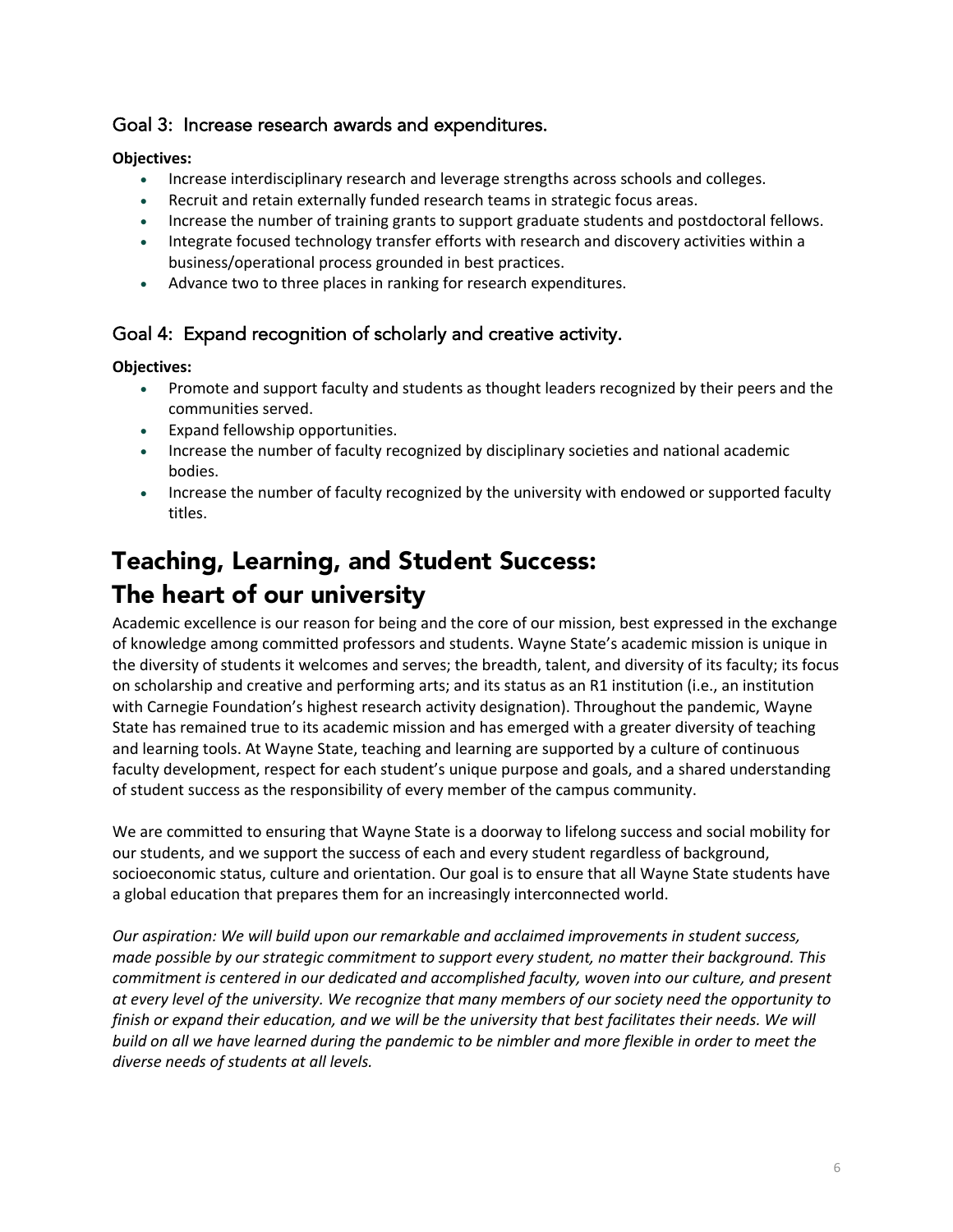### Goal 3: Increase research awards and expenditures.

**Objectives:**

- Increase interdisciplinary research and leverage strengths across schools and colleges.
- Recruit and retain externally funded research teams in strategic focus areas.
- Increase the number of training grants to support graduate students and postdoctoral fellows.
- Integrate focused technology transfer efforts with research and discovery activities within a business/operational process grounded in best practices.
- Advance two to three places in ranking for research expenditures.

### Goal 4: Expand recognition of scholarly and creative activity.

**Objectives:**

- Promote and support faculty and students as thought leaders recognized by their peers and the communities served.
- Expand fellowship opportunities.
- Increase the number of faculty recognized by disciplinary societies and national academic bodies.
- Increase the number of faculty recognized by the university with endowed or supported faculty titles.

## Teaching, Learning, and Student Success: The heart of our university

Academic excellence is our reason for being and the core of our mission, best expressed in the exchange of knowledge among committed professors and students. Wayne State's academic mission is unique in the diversity of students it welcomes and serves; the breadth, talent, and diversity of its faculty; its focus on scholarship and creative and performing arts; and its status as an R1 institution (i.e., an institution with Carnegie Foundation's highest research activity designation). Throughout the pandemic, Wayne State has remained true to its academic mission and has emerged with a greater diversity of teaching and learning tools. At Wayne State, teaching and learning are supported by a culture of continuous faculty development, respect for each student's unique purpose and goals, and a shared understanding of student success as the responsibility of every member of the campus community.

We are committed to ensuring that Wayne State is a doorway to lifelong success and social mobility for our students, and we support the success of each and every student regardless of background, socioeconomic status, culture and orientation. Our goal is to ensure that all Wayne State students have a global education that prepares them for an increasingly interconnected world.

*Our aspiration: We will build upon our remarkable and acclaimed improvements in student success, made possible by our strategic commitment to support every student, no matter their background. This commitment is centered in our dedicated and accomplished faculty, woven into our culture, and present at every level of the university. We recognize that many members of our society need the opportunity to finish or expand their education, and we will be the university that best facilitates their needs. We will build on all we have learned during the pandemic to be nimbler and more flexible in order to meet the diverse needs of students at all levels.*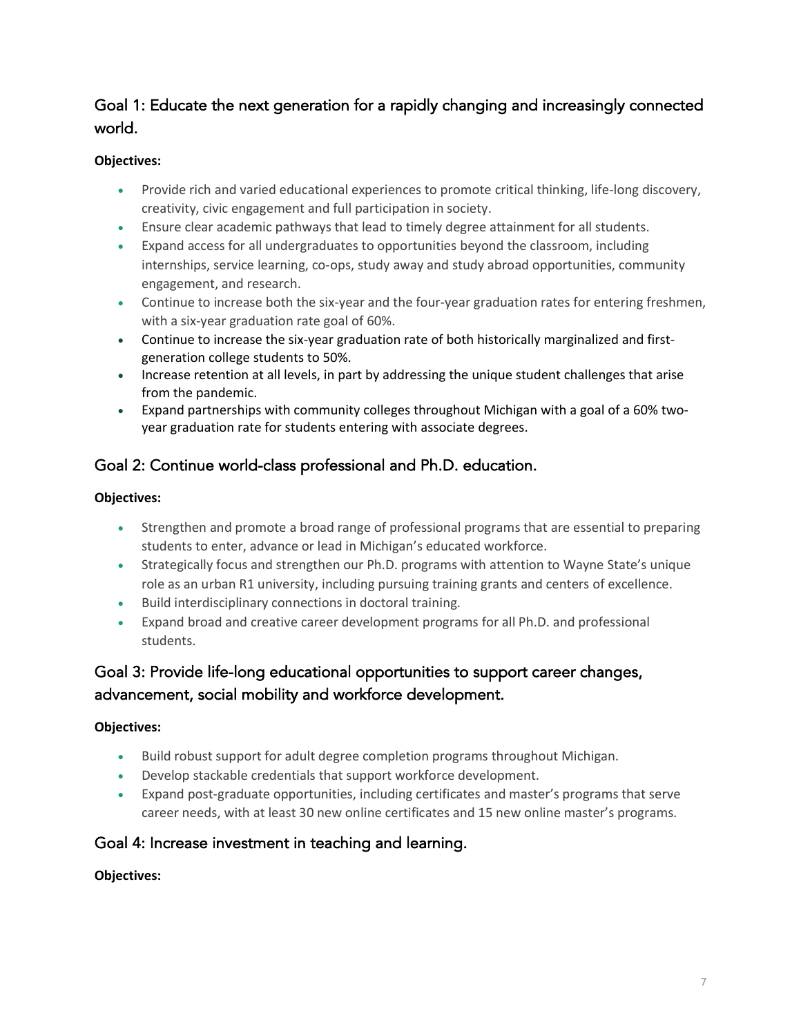## Goal 1: Educate the next generation for a rapidly changing and increasingly connected world.

**Objectives:**

- Provide rich and varied educational experiences to promote critical thinking, life-long discovery, creativity, civic engagement and full participation in society.
- Ensure clear academic pathways that lead to timely degree attainment for all students.
- Expand access for all undergraduates to opportunities beyond the classroom, including internships, service learning, co-ops, study away and study abroad opportunities, community engagement, and research.
- Continue to increase both the six-year and the four-year graduation rates for entering freshmen, with a six-year graduation rate goal of 60%.
- Continue to increase the six-year graduation rate of both historically marginalized and first-generation college students to 50%.
- Increase retention at all levels, in part by addressing the unique student challenges that arise from the pandemic.
- Expand partnerships with community colleges throughout Michigan with a goal of a 60% two-year graduation rate for students entering with associate degrees.

## Goal 2: Continue world-class professional and Ph.D. education.

**Objectives:**

- Strengthen and promote a broad range of professional programs that are essential to preparing students to enter, advance or lead in Michigan's educated workforce.
- Strategically focus and strengthen our Ph.D. programs with attention to Wayne State's unique role as an urban R1 university, including pursuing training grants and centers of excellence.
- Build interdisciplinary connections in doctoral training.
- Expand broad and creative career development programs for all Ph.D. and professional students.

## Goal 3: Provide life-long educational opportunities to support career changes, advancement, social mobility and workforce development.

**Objectives:**

- Build robust support for adult degree completion programs throughout Michigan.
- Develop stackable credentials that support workforce development.
- Expand post-graduate opportunities, including certificates and master's programs that serve career needs, with at least 30 new online certificates and 15 new online master's programs.

## Goal 4: Increase investment in teaching and learning.

**Objectives:**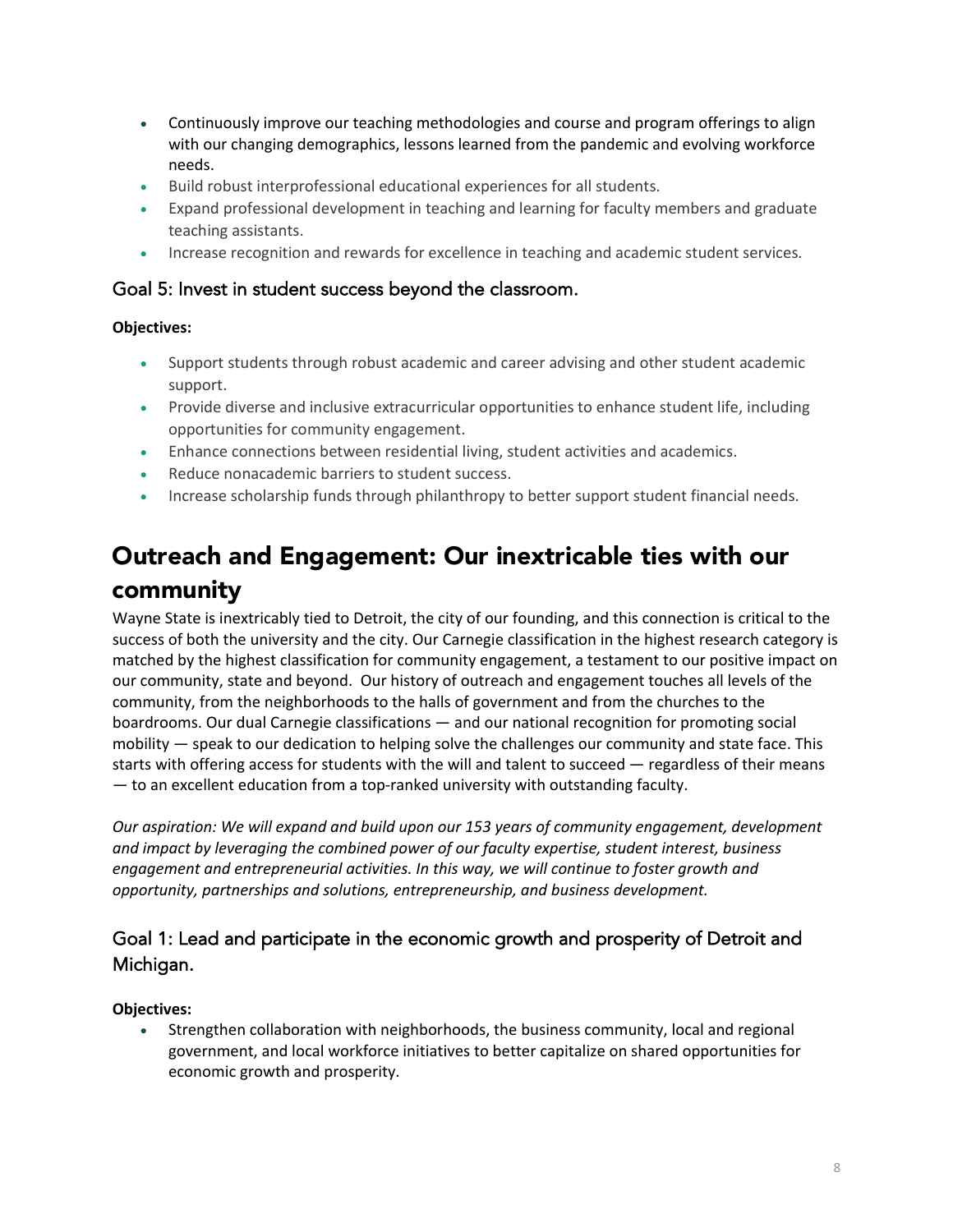- Continuously improve our teaching methodologies and course and program offerings to align with our changing demographics, lessons learned from the pandemic and evolving workforce needs.
- Build robust interprofessional educational experiences for all students.
- Expand professional development in teaching and learning for faculty members and graduate teaching assistants.
- Increase recognition and rewards for excellence in teaching and academic student services.

### Goal 5: Invest in student success beyond the classroom.

**Objectives:**

- Support students through robust academic and career advising and other student academic support.
- Provide diverse and inclusive extracurricular opportunities to enhance student life, including opportunities for community engagement.
- Enhance connections between residential living, student activities and academics.
- Reduce nonacademic barriers to student success.
- Increase scholarship funds through philanthropy to better support student financial needs.

## Outreach and Engagement: Our inextricable ties with our community

Wayne State is inextricably tied to Detroit, the city of our founding, and this connection is critical to the success of both the university and the city. Our Carnegie classification in the highest research category is matched by the highest classification for community engagement, a testament to our positive impact on our community, state and beyond. Our history of outreach and engagement touches all levels of the community, from the neighborhoods to the halls of government and from the churches to the boardrooms. Our dual Carnegie classifications — and our national recognition for promoting social mobility — speak to our dedication to helping solve the challenges our community and state face. This starts with offering access for students with the will and talent to succeed — regardless of their means — to an excellent education from a top-ranked university with outstanding faculty.

*Our aspiration: We will expand and build upon our 153 years of community engagement, development and impact by leveraging the combined power of our faculty expertise, student interest, business engagement and entrepreneurial activities. In this way, we will continue to foster growth and opportunity, partnerships and solutions, entrepreneurship, and business development.*

### Goal 1: Lead and participate in the economic growth and prosperity of Detroit and Michigan.

**Objectives:**

- Strengthen collaboration with neighborhoods, the business community, local and regional government, and local workforce initiatives to better capitalize on shared opportunities for economic growth and prosperity.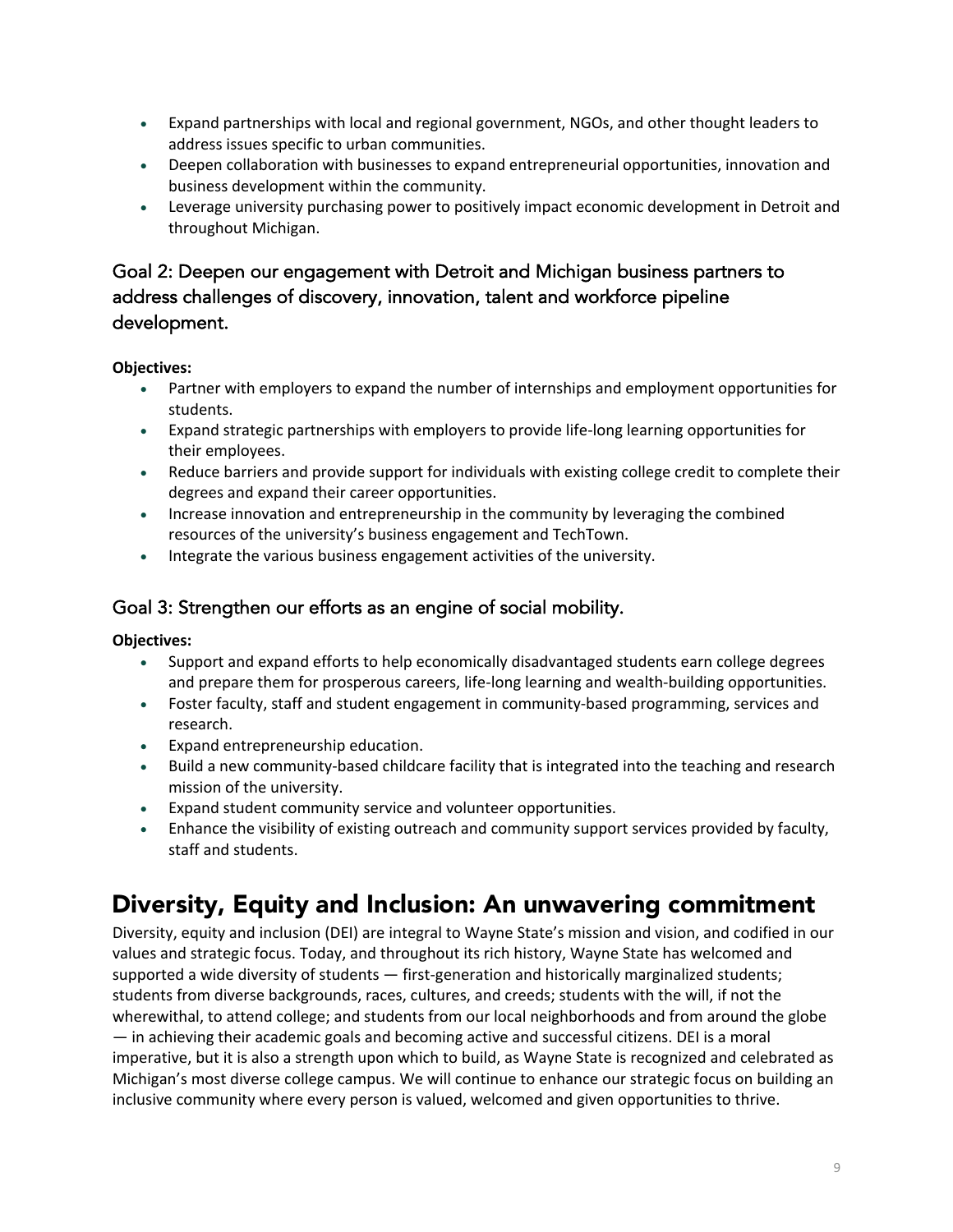- Expand partnerships with local and regional government, NGOs, and other thought leaders to address issues specific to urban communities.
- Deepen collaboration with businesses to expand entrepreneurial opportunities, innovation and business development within the community.
- Leverage university purchasing power to positively impact economic development in Detroit and throughout Michigan.

### Goal 2: Deepen our engagement with Detroit and Michigan business partners to address challenges of discovery, innovation, talent and workforce pipeline development.

**Objectives:**

- Partner with employers to expand the number of internships and employment opportunities for students.
- Expand strategic partnerships with employers to provide life-long learning opportunities for their employees.
- Reduce barriers and provide support for individuals with existing college credit to complete their degrees and expand their career opportunities.
- Increase innovation and entrepreneurship in the community by leveraging the combined resources of the university's business engagement and TechTown.
- Integrate the various business engagement activities of the university.

### Goal 3: Strengthen our efforts as an engine of social mobility.

**Objectives:**

- Support and expand efforts to help economically disadvantaged students earn college degrees and prepare them for prosperous careers, life-long learning and wealth-building opportunities.
- Foster faculty, staff and student engagement in community-based programming, services and research.
- Expand entrepreneurship education.
- Build a new community-based childcare facility that is integrated into the teaching and research mission of the university.
- Expand student community service and volunteer opportunities.
- Enhance the visibility of existing outreach and community support services provided by faculty, staff and students.

## Diversity, Equity and Inclusion: An unwavering commitment

Diversity, equity and inclusion (DEI) are integral to Wayne State's mission and vision, and codified in our values and strategic focus. Today, and throughout its rich history, Wayne State has welcomed and supported a wide diversity of students — first-generation and historically marginalized students; students from diverse backgrounds, races, cultures, and creeds; students with the will, if not the wherewithal, to attend college; and students from our local neighborhoods and from around the globe — in achieving their academic goals and becoming active and successful citizens. DEI is a moral imperative, but it is also a strength upon which to build, as Wayne State is recognized and celebrated as Michigan's most diverse college campus. We will continue to enhance our strategic focus on building an inclusive community where every person is valued, welcomed and given opportunities to thrive.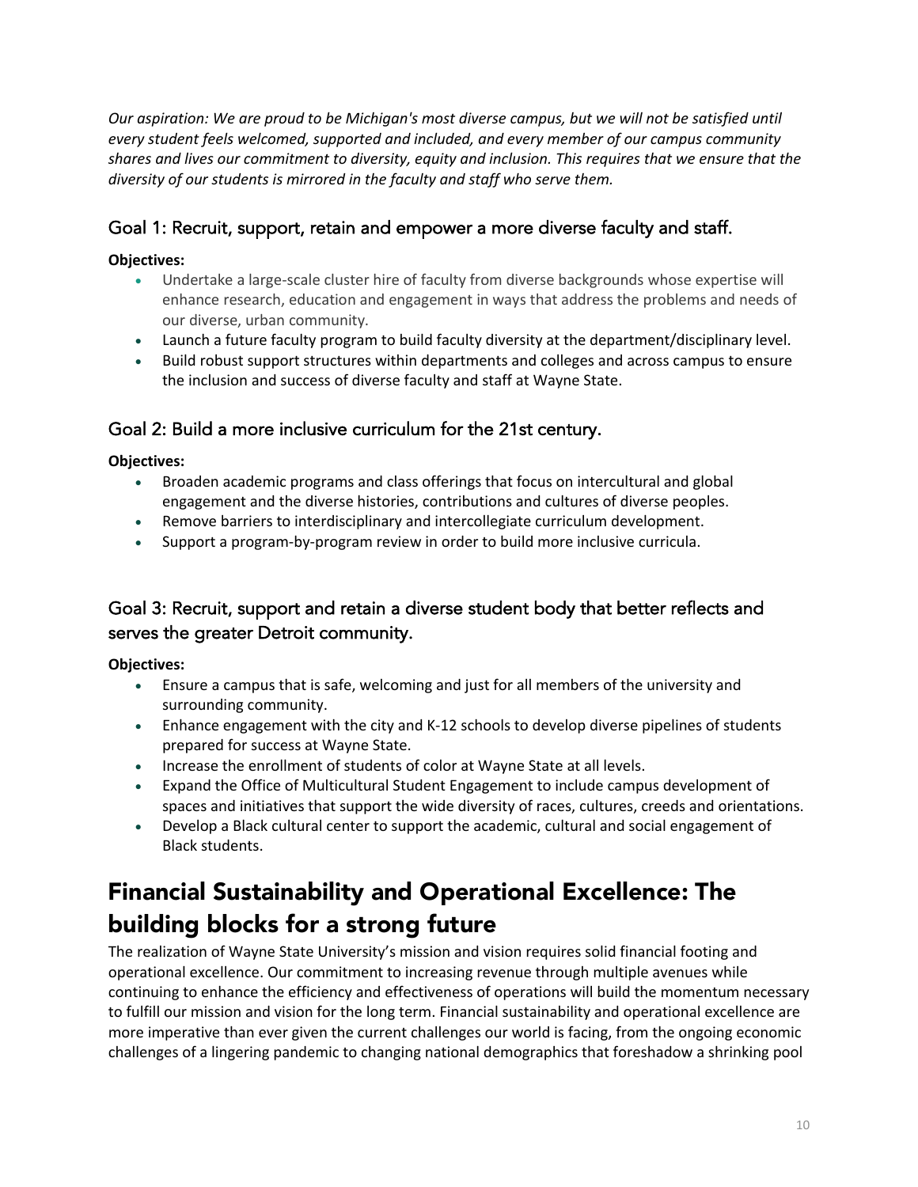*Our aspiration: We are proud to be Michigan's most diverse campus, but we will not be satisfied until every student feels welcomed, supported and included, and every member of our campus community shares and lives our commitment to diversity, equity and inclusion. This requires that we ensure that the diversity of our students is mirrored in the faculty and staff who serve them.*

### Goal 1: Recruit, support, retain and empower a more diverse faculty and staff.

**Objectives:**

- Undertake a large-scale cluster hire of faculty from diverse backgrounds whose expertise will enhance research, education and engagement in ways that address the problems and needs of our diverse, urban community.
- Launch a future faculty program to build faculty diversity at the department/disciplinary level.
- Build robust support structures within departments and colleges and across campus to ensure the inclusion and success of diverse faculty and staff at Wayne State.

### Goal 2: Build a more inclusive curriculum for the 21st century.

**Objectives:**

- Broaden academic programs and class offerings that focus on intercultural and global engagement and the diverse histories, contributions and cultures of diverse peoples.
- Remove barriers to interdisciplinary and intercollegiate curriculum development.
- Support a program-by-program review in order to build more inclusive curricula.

### Goal 3: Recruit, support and retain a diverse student body that better reflects and serves the greater Detroit community.

**Objectives:**

- Ensure a campus that is safe, welcoming and just for all members of the university and surrounding community.
- Enhance engagement with the city and K-12 schools to develop diverse pipelines of students prepared for success at Wayne State.
- Increase the enrollment of students of color at Wayne State at all levels.
- Expand the Office of Multicultural Student Engagement to include campus development of spaces and initiatives that support the wide diversity of races, cultures, creeds and orientations.
- Develop a Black cultural center to support the academic, cultural and social engagement of Black students.

## Financial Sustainability and Operational Excellence: The building blocks for a strong future

The realization of Wayne State University's mission and vision requires solid financial footing and operational excellence. Our commitment to increasing revenue through multiple avenues while continuing to enhance the efficiency and effectiveness of operations will build the momentum necessary to fulfill our mission and vision for the long term. Financial sustainability and operational excellence are more imperative than ever given the current challenges our world is facing, from the ongoing economic challenges of a lingering pandemic to changing national demographics that foreshadow a shrinking pool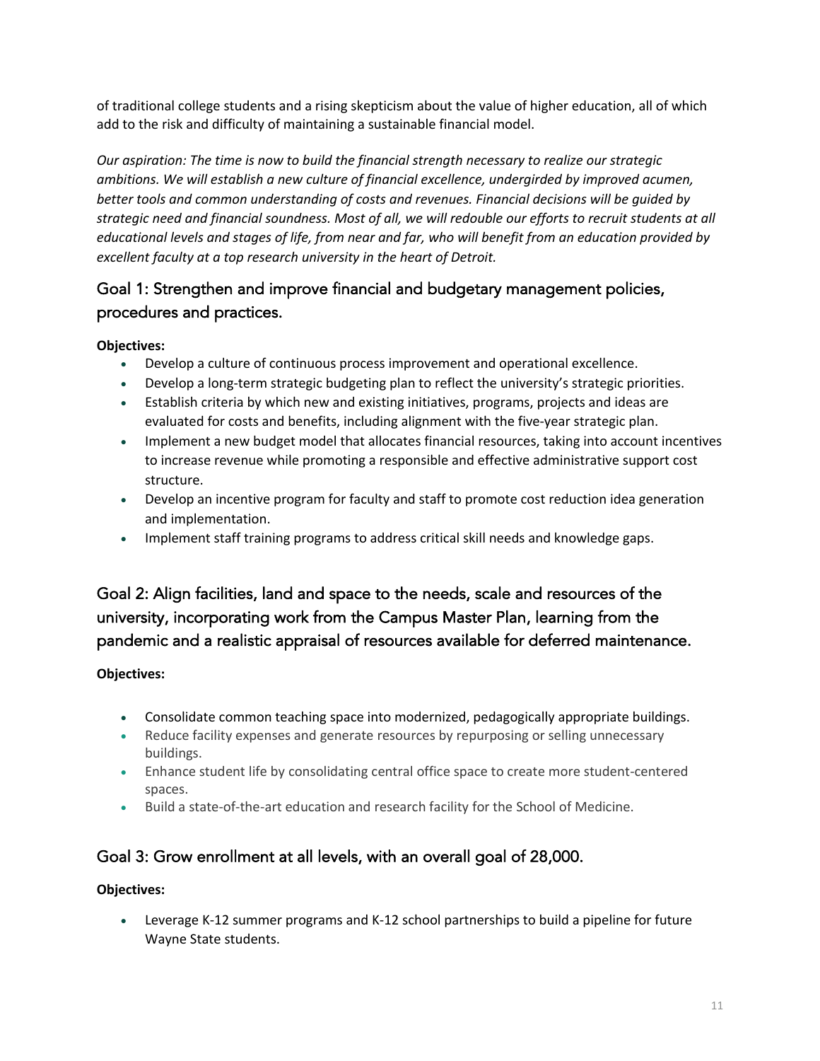of traditional college students and a rising skepticism about the value of higher education, all of which add to the risk and difficulty of maintaining a sustainable financial model.

*Our aspiration: The time is now to build the financial strength necessary to realize our strategic ambitions. We will establish a new culture of financial excellence, undergirded by improved acumen, better tools and common understanding of costs and revenues. Financial decisions will be guided by strategic need and financial soundness. Most of all, we will redouble our efforts to recruit students at all educational levels and stages of life, from near and far, who will benefit from an education provided by excellent faculty at a top research university in the heart of Detroit.*

## Goal 1: Strengthen and improve financial and budgetary management policies, procedures and practices.

**Objectives:**

- Develop a culture of continuous process improvement and operational excellence.
- Develop a long-term strategic budgeting plan to reflect the university's strategic priorities.
- Establish criteria by which new and existing initiatives, programs, projects and ideas are evaluated for costs and benefits, including alignment with the five-year strategic plan.
- Implement a new budget model that allocates financial resources, taking into account incentives to increase revenue while promoting a responsible and effective administrative support cost structure.
- Develop an incentive program for faculty and staff to promote cost reduction idea generation and implementation.
- Implement staff training programs to address critical skill needs and knowledge gaps.

## Goal 2: Align facilities, land and space to the needs, scale and resources of the university, incorporating work from the Campus Master Plan, learning from the pandemic and a realistic appraisal of resources available for deferred maintenance.

**Objectives:**

- Consolidate common teaching space into modernized, pedagogically appropriate buildings.
- Reduce facility expenses and generate resources by repurposing or selling unnecessary buildings.
- Enhance student life by consolidating central office space to create more student-centered spaces.
- Build a state-of-the-art education and research facility for the School of Medicine.

## Goal 3: Grow enrollment at all levels, with an overall goal of 28,000.

**Objectives:**

- Leverage K-12 summer programs and K-12 school partnerships to build a pipeline for future Wayne State students.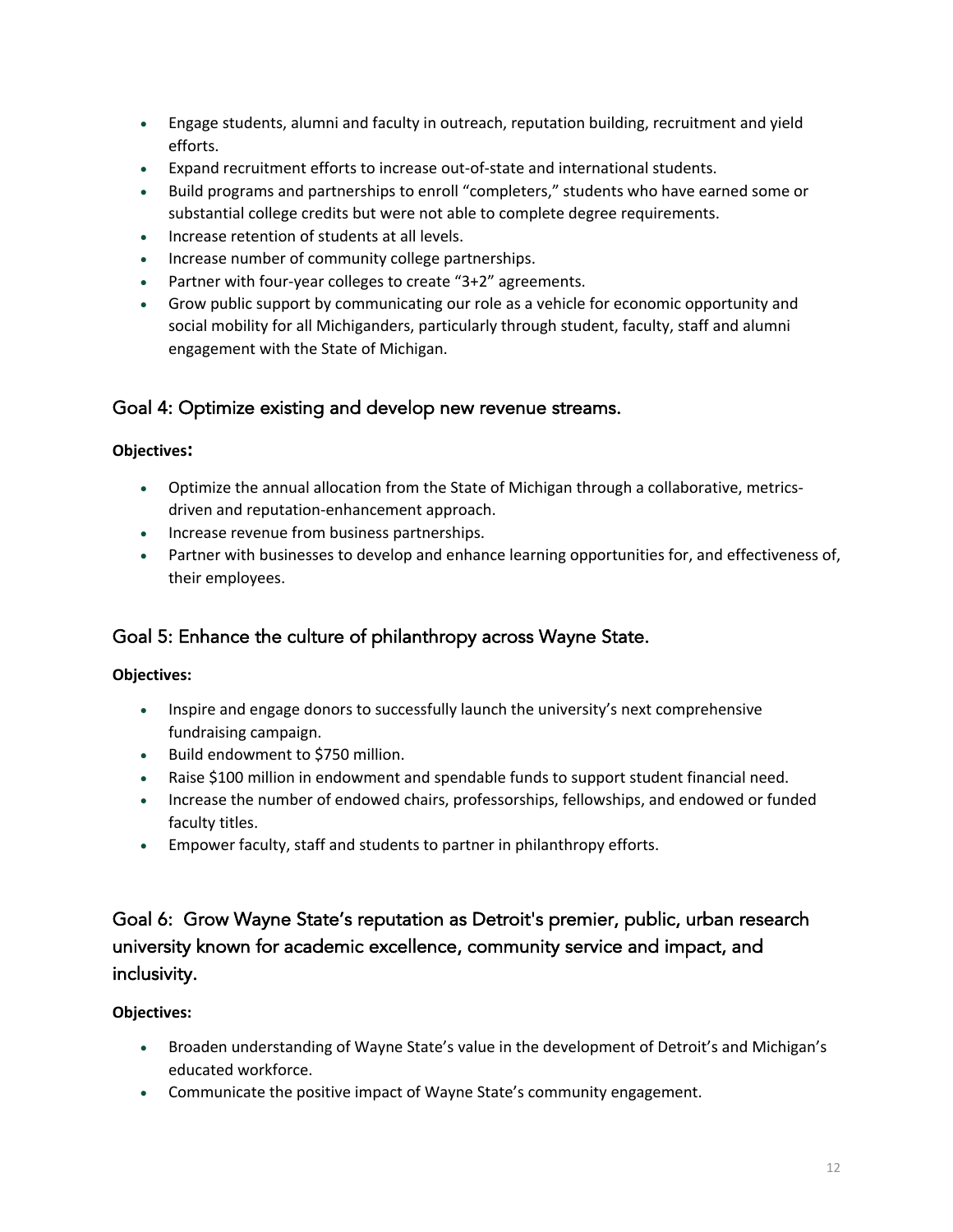- Engage students, alumni and faculty in outreach, reputation building, recruitment and yield efforts.
- Expand recruitment efforts to increase out-of-state and international students.
- Build programs and partnerships to enroll “completers,” students who have earned some or substantial college credits but were not able to complete degree requirements.
- Increase retention of students at all levels.
- Increase number of community college partnerships.
- Partner with four-year colleges to create “3+2” agreements.
- Grow public support by communicating our role as a vehicle for economic opportunity and social mobility for all Michiganders, particularly through student, faculty, staff and alumni engagement with the State of Michigan.

## Goal 4: Optimize existing and develop new revenue streams.

**Objectives:**

- Optimize the annual allocation from the State of Michigan through a collaborative, metrics-driven and reputation-enhancement approach.
- Increase revenue from business partnerships.
- Partner with businesses to develop and enhance learning opportunities for, and effectiveness of, their employees.

## Goal 5: Enhance the culture of philanthropy across Wayne State.

**Objectives:**

- Inspire and engage donors to successfully launch the university’s next comprehensive fundraising campaign.
- Build endowment to $750 million.
- Raise $100 million in endowment and spendable funds to support student financial need.
- Increase the number of endowed chairs, professorships, fellowships, and endowed or funded faculty titles.
- Empower faculty, staff and students to partner in philanthropy efforts.

## Goal 6: Grow Wayne State’s reputation as Detroit's premier, public, urban research university known for academic excellence, community service and impact, and inclusivity.

**Objectives:**

- Broaden understanding of Wayne State’s value in the development of Detroit’s and Michigan’s educated workforce.
- Communicate the positive impact of Wayne State’s community engagement.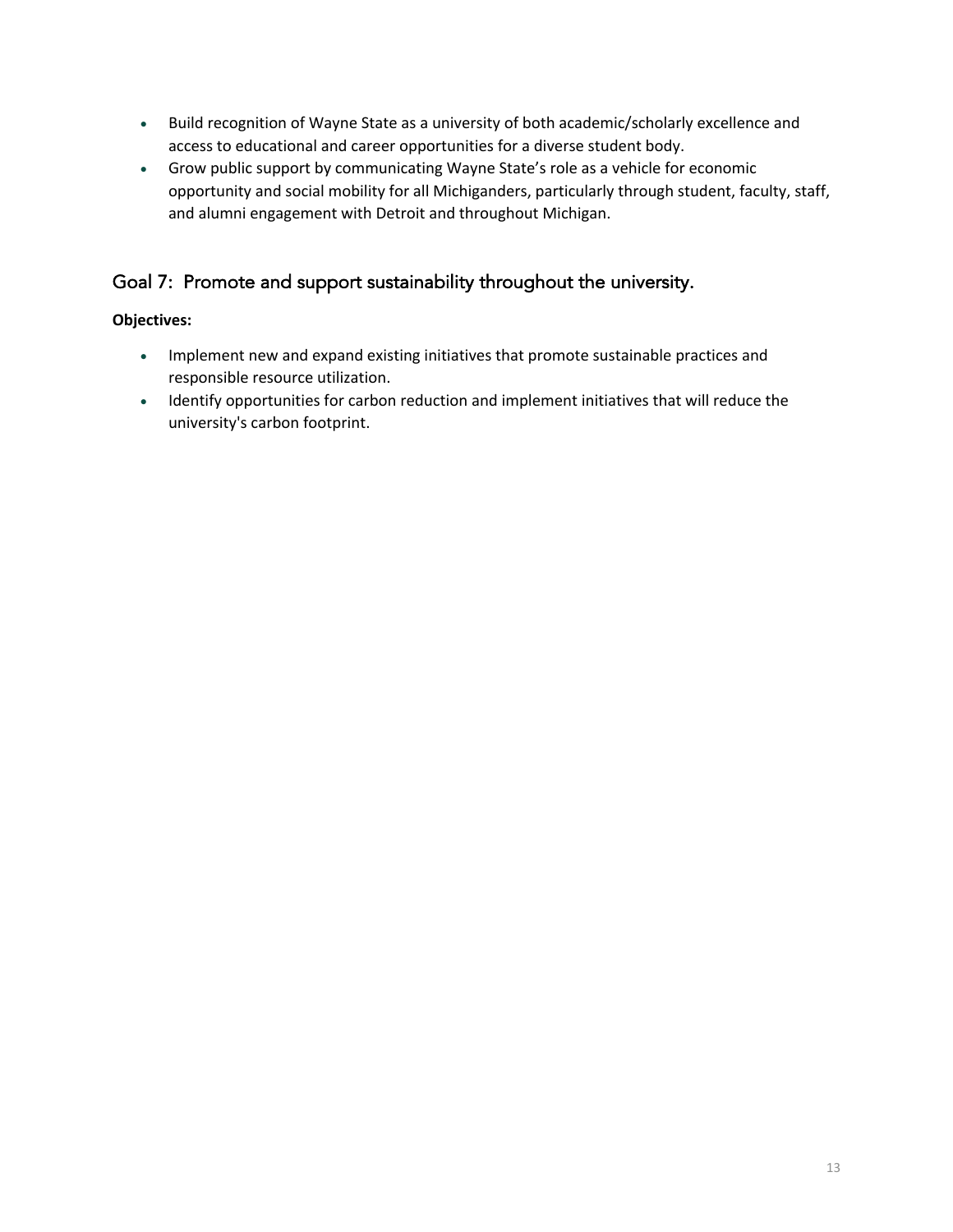- Build recognition of Wayne State as a university of both academic/scholarly excellence and access to educational and career opportunities for a diverse student body.
- Grow public support by communicating Wayne State's role as a vehicle for economic opportunity and social mobility for all Michiganders, particularly through student, faculty, staff, and alumni engagement with Detroit and throughout Michigan.

## Goal 7: Promote and support sustainability throughout the university.

**Objectives:**

- Implement new and expand existing initiatives that promote sustainable practices and responsible resource utilization.
- Identify opportunities for carbon reduction and implement initiatives that will reduce the university's carbon footprint.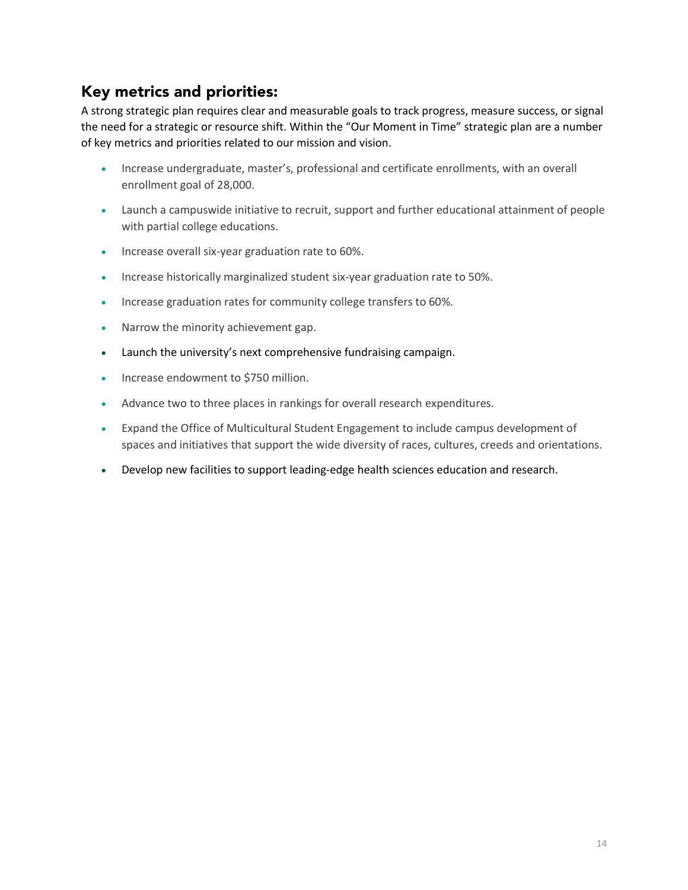## Key metrics and priorities:

A strong strategic plan requires clear and measurable goals to track progress, measure success, or signal the need for a strategic or resource shift. Within the "Our Moment in Time" strategic plan are a number of key metrics and priorities related to our mission and vision.

- Increase undergraduate, master's, professional and certificate enrollments, with an overall enrollment goal of 28,000.
- Launch a campuswide initiative to recruit, support and further educational attainment of people with partial college educations.
- Increase overall six-year graduation rate to 60%.
- Increase historically marginalized student six-year graduation rate to 50%.
- Increase graduation rates for community college transfers to 60%.
- Narrow the minority achievement gap.
- Launch the university's next comprehensive fundraising campaign.
- Increase endowment to $750 million.
- Advance two to three places in rankings for overall research expenditures.
- Expand the Office of Multicultural Student Engagement to include campus development of spaces and initiatives that support the wide diversity of races, cultures, creeds and orientations.
- Develop new facilities to support leading-edge health sciences education and research.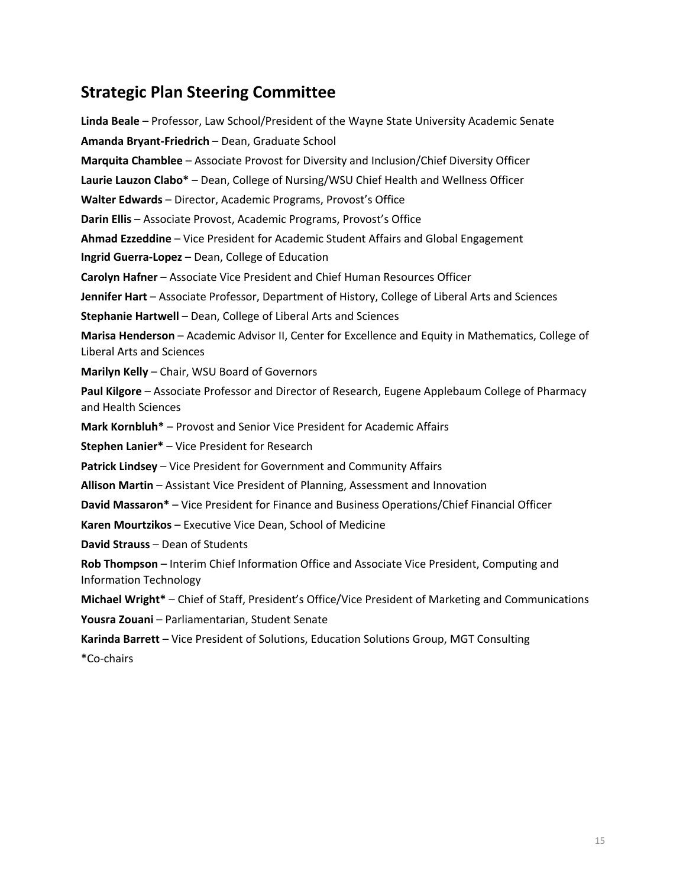## Strategic Plan Steering Committee

**Linda Beale** – Professor, Law School/President of the Wayne State University Academic Senate

**Amanda Bryant-Friedrich** – Dean, Graduate School

**Marquita Chamblee** – Associate Provost for Diversity and Inclusion/Chief Diversity Officer

**Laurie Lauzon Clabo*** – Dean, College of Nursing/WSU Chief Health and Wellness Officer

**Walter Edwards** – Director, Academic Programs, Provost's Office

**Darin Ellis** – Associate Provost, Academic Programs, Provost's Office

**Ahmad Ezzeddine** – Vice President for Academic Student Affairs and Global Engagement

**Ingrid Guerra-Lopez** – Dean, College of Education

**Carolyn Hafner** – Associate Vice President and Chief Human Resources Officer

**Jennifer Hart** – Associate Professor, Department of History, College of Liberal Arts and Sciences

**Stephanie Hartwell** – Dean, College of Liberal Arts and Sciences

**Marisa Henderson** – Academic Advisor II, Center for Excellence and Equity in Mathematics, College of Liberal Arts and Sciences

**Marilyn Kelly** – Chair, WSU Board of Governors

**Paul Kilgore** – Associate Professor and Director of Research, Eugene Applebaum College of Pharmacy and Health Sciences

**Mark Kornbluh*** – Provost and Senior Vice President for Academic Affairs

**Stephen Lanier*** – Vice President for Research

**Patrick Lindsey** – Vice President for Government and Community Affairs

**Allison Martin** – Assistant Vice President of Planning, Assessment and Innovation

**David Massaron*** – Vice President for Finance and Business Operations/Chief Financial Officer

**Karen Mourtzikos** – Executive Vice Dean, School of Medicine

**David Strauss** – Dean of Students

**Rob Thompson** – Interim Chief Information Office and Associate Vice President, Computing and Information Technology

**Michael Wright*** – Chief of Staff, President's Office/Vice President of Marketing and Communications

**Yousra Zouani** – Parliamentarian, Student Senate

**Karinda Barrett** – Vice President of Solutions, Education Solutions Group, MGT Consulting

*Co-chairs